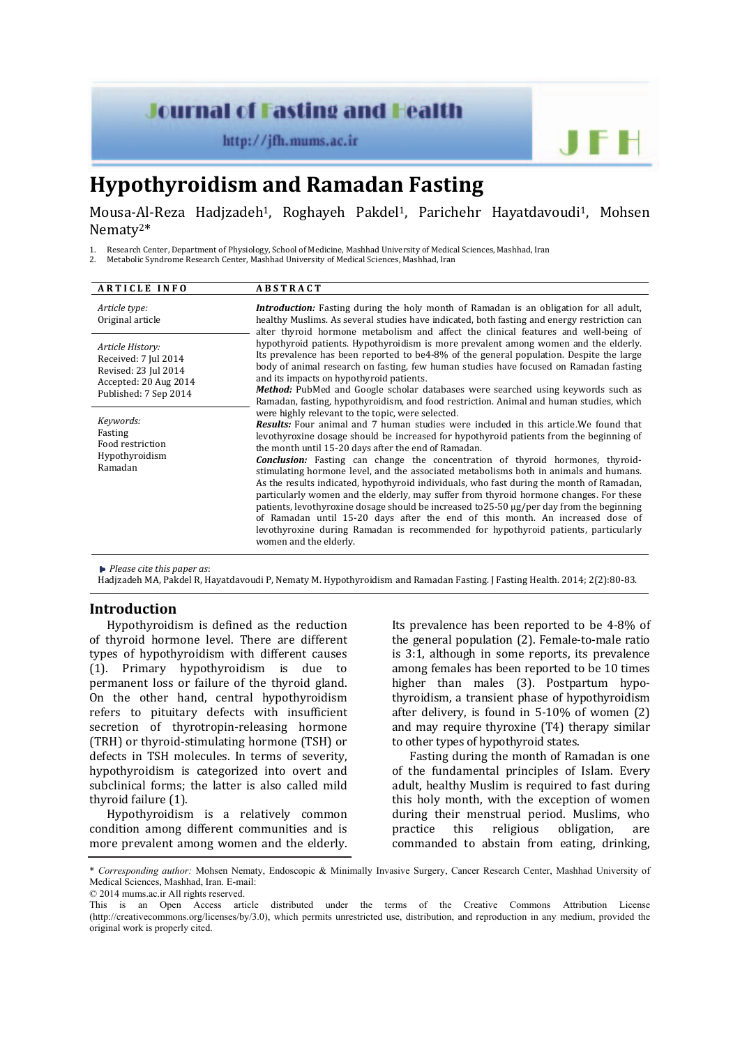# Hypothyroidism and Ramadan Fasting

Mousa-Al-Reza Hadjzadeh[1], Roghayeh Pakdel[1], Parichehr Hayatdavoudi[1], Mohsen Nematy[2]*

1. Research Center, Department of Physiology, School of Medicine, Mashhad University of Medical Sciences, Mashhad, Iran
2. Metabolic Syndrome Research Center, Mashhad University of Medical Sciences, Mashhad, Iran

**ARTICLE INFO**

*Article type:*
Original article

*Article History:*
Received: 7 Jul 2014
Revised: 23 Jul 2014
Accepted: 20 Aug 2014
Published: 7 Sep 2014

*Keywords:*
Fasting
Food restriction
Hypothyroidism
Ramadan

**ABSTRACT**

***Introduction:*** Fasting during the holy month of Ramadan is an obligation for all adult, healthy Muslims. As several studies have indicated, both fasting and energy restriction can alter thyroid hormone metabolism and affect the clinical features and well-being of hypothyroid patients. Hypothyroidism is more prevalent among women and the elderly. Its prevalence has been reported to be4-8% of the general population. Despite the large body of animal research on fasting, few human studies have focused on Ramadan fasting and its impacts on hypothyroid patients.

***Method:*** PubMed and Google scholar databases were searched using keywords such as Ramadan, fasting, hypothyroidism, and food restriction. Animal and human studies, which were highly relevant to the topic, were selected.

***Results:*** Four animal and 7 human studies were included in this article.We found that levothyroxine dosage should be increased for hypothyroid patients from the beginning of the month until 15-20 days after the end of Ramadan.

***Conclusion:*** Fasting can change the concentration of thyroid hormones, thyroid-stimulating hormone level, and the associated metabolisms both in animals and humans. As the results indicated, hypothyroid individuals, who fast during the month of Ramadan, particularly women and the elderly, may suffer from thyroid hormone changes. For these patients, levothyroxine dosage should be increased to25-50 µg/per day from the beginning of Ramadan until 15-20 days after the end of this month. An increased dose of levothyroxine during Ramadan is recommended for hypothyroid patients, particularly women and the elderly.

*Please cite this paper as*:
Hadjzadeh MA, Pakdel R, Hayatdavoudi P, Nematy M. Hypothyroidism and Ramadan Fasting. J Fasting Health. 2014; 2(2):80-83.

## Introduction

Hypothyroidism is defined as the reduction of thyroid hormone level. There are different types of hypothyroidism with different causes (1). Primary hypothyroidism is due to permanent loss or failure of the thyroid gland. On the other hand, central hypothyroidism refers to pituitary defects with insufficient secretion of thyrotropin-releasing hormone (TRH) or thyroid-stimulating hormone (TSH) or defects in TSH molecules. In terms of severity, hypothyroidism is categorized into overt and subclinical forms; the latter is also called mild thyroid failure (1).

Hypothyroidism is a relatively common condition among different communities and is more prevalent among women and the elderly. Its prevalence has been reported to be 4-8% of the general population (2). Female-to-male ratio is 3:1, although in some reports, its prevalence among females has been reported to be 10 times higher than males (3). Postpartum hypothyroidism, a transient phase of hypothyroidism after delivery, is found in 5-10% of women (2) and may require thyroxine (T4) therapy similar to other types of hypothyroid states.

Fasting during the month of Ramadan is one of the fundamental principles of Islam. Every adult, healthy Muslim is required to fast during this holy month, with the exception of women during their menstrual period. Muslims, who practice this religious obligation, are commanded to abstain from eating, drinking,

\* *Corresponding author:* Mohsen Nematy, Endoscopic & Minimally Invasive Surgery, Cancer Research Center, Mashhad University of Medical Sciences, Mashhad, Iran. E-mail:
© 2014 mums.ac.ir All rights reserved.
This is an Open Access article distributed under the terms of the Creative Commons Attribution License (http://creativecommons.org/licenses/by/3.0), which permits unrestricted use, distribution, and reproduction in any medium, provided the original work is properly cited.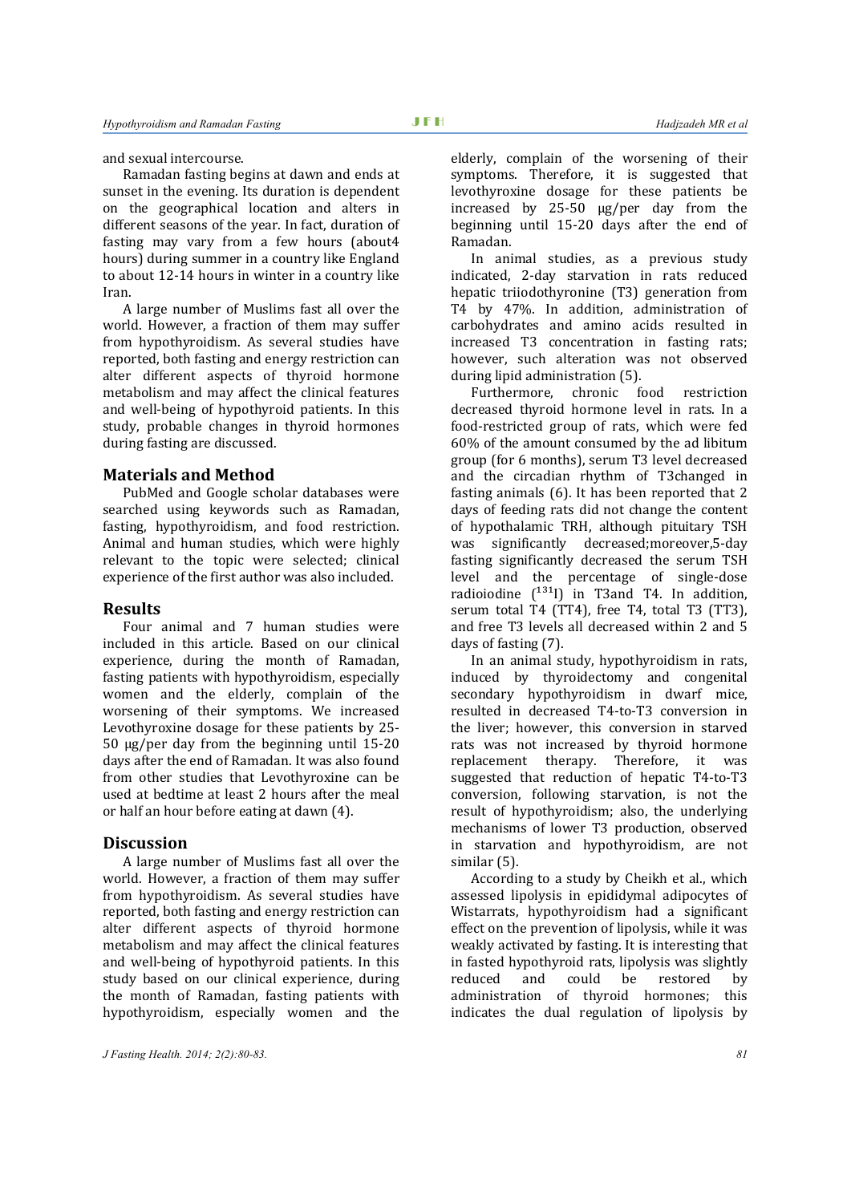and sexual intercourse.

Ramadan fasting begins at dawn and ends at sunset in the evening. Its duration is dependent on the geographical location and alters in different seasons of the year. In fact, duration of fasting may vary from a few hours (about4 hours) during summer in a country like England to about 12-14 hours in winter in a country like Iran.

A large number of Muslims fast all over the world. However, a fraction of them may suffer from hypothyroidism. As several studies have reported, both fasting and energy restriction can alter different aspects of thyroid hormone metabolism and may affect the clinical features and well-being of hypothyroid patients. In this study, probable changes in thyroid hormones during fasting are discussed.

## Materials and Method

PubMed and Google scholar databases were searched using keywords such as Ramadan, fasting, hypothyroidism, and food restriction. Animal and human studies, which were highly relevant to the topic were selected; clinical experience of the first author was also included.

## Results

Four animal and 7 human studies were included in this article. Based on our clinical experience, during the month of Ramadan, fasting patients with hypothyroidism, especially women and the elderly, complain of the worsening of their symptoms. We increased Levothyroxine dosage for these patients by 25-50 µg/per day from the beginning until 15-20 days after the end of Ramadan. It was also found from other studies that Levothyroxine can be used at bedtime at least 2 hours after the meal or half an hour before eating at dawn (4).

## Discussion

A large number of Muslims fast all over the world. However, a fraction of them may suffer from hypothyroidism. As several studies have reported, both fasting and energy restriction can alter different aspects of thyroid hormone metabolism and may affect the clinical features and well-being of hypothyroid patients. In this study based on our clinical experience, during the month of Ramadan, fasting patients with hypothyroidism, especially women and the elderly, complain of the worsening of their symptoms. Therefore, it is suggested that levothyroxine dosage for these patients be increased by 25-50 µg/per day from the beginning until 15-20 days after the end of Ramadan.

In animal studies, as a previous study indicated, 2-day starvation in rats reduced hepatic triiodothyronine (T3) generation from T4 by 47%. In addition, administration of carbohydrates and amino acids resulted in increased T3 concentration in fasting rats; however, such alteration was not observed during lipid administration (5).

Furthermore, chronic food restriction decreased thyroid hormone level in rats. In a food-restricted group of rats, which were fed 60% of the amount consumed by the ad libitum group (for 6 months), serum T3 level decreased and the circadian rhythm of T3changed in fasting animals (6). It has been reported that 2 days of feeding rats did not change the content of hypothalamic TRH, although pituitary TSH was significantly decreased;moreover,5-day fasting significantly decreased the serum TSH level and the percentage of single-dose radioiodine ($^{131}$I) in T3and T4. In addition, serum total T4 (TT4), free T4, total T3 (TT3), and free T3 levels all decreased within 2 and 5 days of fasting (7).

In an animal study, hypothyroidism in rats, induced by thyroidectomy and congenital secondary hypothyroidism in dwarf mice, resulted in decreased T4-to-T3 conversion in the liver; however, this conversion in starved rats was not increased by thyroid hormone replacement therapy. Therefore, it was suggested that reduction of hepatic T4-to-T3 conversion, following starvation, is not the result of hypothyroidism; also, the underlying mechanisms of lower T3 production, observed in starvation and hypothyroidism, are not similar (5).

According to a study by Cheikh et al., which assessed lipolysis in epididymal adipocytes of Wistarrats, hypothyroidism had a significant effect on the prevention of lipolysis, while it was weakly activated by fasting. It is interesting that in fasted hypothyroid rats, lipolysis was slightly reduced and could be restored by administration of thyroid hormones; this indicates the dual regulation of lipolysis by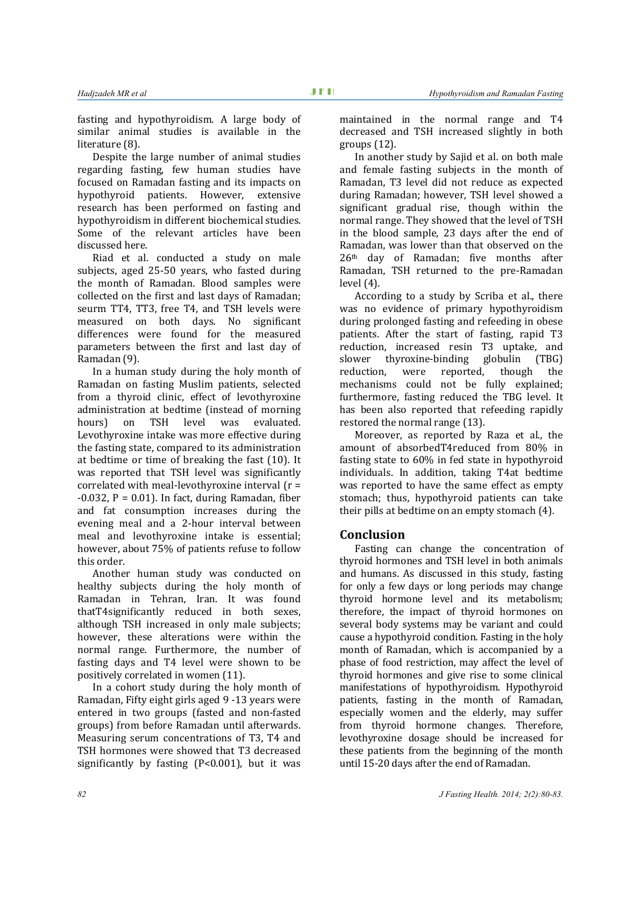fasting and hypothyroidism. A large body of similar animal studies is available in the literature (8).

Despite the large number of animal studies regarding fasting, few human studies have focused on Ramadan fasting and its impacts on hypothyroid patients. However, extensive research has been performed on fasting and hypothyroidism in different biochemical studies. Some of the relevant articles have been discussed here.

Riad et al. conducted a study on male subjects, aged 25-50 years, who fasted during the month of Ramadan. Blood samples were collected on the first and last days of Ramadan; seurm TT4, TT3, free T4, and TSH levels were measured on both days. No significant differences were found for the measured parameters between the first and last day of Ramadan (9).

In a human study during the holy month of Ramadan on fasting Muslim patients, selected from a thyroid clinic, effect of levothyroxine administration at bedtime (instead of morning hours) on TSH level was evaluated. Levothyroxine intake was more effective during the fasting state, compared to its administration at bedtime or time of breaking the fast (10). It was reported that TSH level was significantly correlated with meal-levothyroxine interval ($r = -0.032$, $P = 0.01$). In fact, during Ramadan, fiber and fat consumption increases during the evening meal and a 2-hour interval between meal and levothyroxine intake is essential; however, about 75% of patients refuse to follow this order.

Another human study was conducted on healthy subjects during the holy month of Ramadan in Tehran, Iran. It was found thatT4significantly reduced in both sexes, although TSH increased in only male subjects; however, these alterations were within the normal range. Furthermore, the number of fasting days and T4 level were shown to be positively correlated in women (11).

In a cohort study during the holy month of Ramadan, Fifty eight girls aged 9 -13 years were entered in two groups (fasted and non-fasted groups) from before Ramadan until afterwards. Measuring serum concentrations of T3, T4 and TSH hormones were showed that T3 decreased significantly by fasting ($P<0.001$), but it was maintained in the normal range and T4 decreased and TSH increased slightly in both groups (12).

In another study by Sajid et al. on both male and female fasting subjects in the month of Ramadan, T3 level did not reduce as expected during Ramadan; however, TSH level showed a significant gradual rise, though within the normal range. They showed that the level of TSH in the blood sample, 23 days after the end of Ramadan, was lower than that observed on the 26th day of Ramadan; five months after Ramadan, TSH returned to the pre-Ramadan level (4).

According to a study by Scriba et al., there was no evidence of primary hypothyroidism during prolonged fasting and refeeding in obese patients. After the start of fasting, rapid T3 reduction, increased resin T3 uptake, and slower thyroxine-binding globulin (TBG) reduction, were reported, though the mechanisms could not be fully explained; furthermore, fasting reduced the TBG level. It has been also reported that refeeding rapidly restored the normal range (13).

Moreover, as reported by Raza et al., the amount of absorbedT4reduced from 80% in fasting state to 60% in fed state in hypothyroid individuals. In addition, taking T4at bedtime was reported to have the same effect as empty stomach; thus, hypothyroid patients can take their pills at bedtime on an empty stomach (4).

## Conclusion

Fasting can change the concentration of thyroid hormones and TSH level in both animals and humans. As discussed in this study, fasting for only a few days or long periods may change thyroid hormone level and its metabolism; therefore, the impact of thyroid hormones on several body systems may be variant and could cause a hypothyroid condition. Fasting in the holy month of Ramadan, which is accompanied by a phase of food restriction, may affect the level of thyroid hormones and give rise to some clinical manifestations of hypothyroidism. Hypothyroid patients, fasting in the month of Ramadan, especially women and the elderly, may suffer from thyroid hormone changes. Therefore, levothyroxine dosage should be increased for these patients from the beginning of the month until 15-20 days after the end of Ramadan.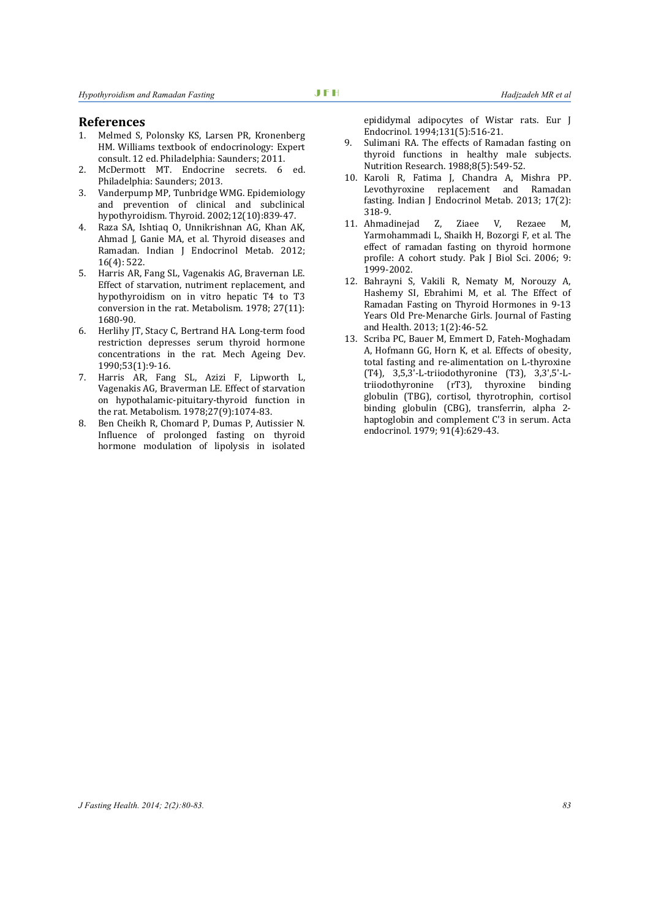## References

1. Melmed S, Polonsky KS, Larsen PR, Kronenberg HM. Williams textbook of endocrinology: Expert consult. 12 ed. Philadelphia: Saunders; 2011.
2. McDermott MT. Endocrine secrets. 6 ed. Philadelphia: Saunders; 2013.
3. Vanderpump MP, Tunbridge WMG. Epidemiology and prevention of clinical and subclinical hypothyroidism. Thyroid. 2002;12(10):839-47.
4. Raza SA, Ishtiaq O, Unnikrishnan AG, Khan AK, Ahmad J, Ganie MA, et al. Thyroid diseases and Ramadan. Indian J Endocrinol Metab. 2012; 16(4): 522.
5. Harris AR, Fang SL, Vagenakis AG, Bravernan LE. Effect of starvation, nutriment replacement, and hypothyroidism on in vitro hepatic T4 to T3 conversion in the rat. Metabolism. 1978; 27(11): 1680-90.
6. Herlihy JT, Stacy C, Bertrand HA. Long-term food restriction depresses serum thyroid hormone concentrations in the rat. Mech Ageing Dev. 1990;53(1):9-16.
7. Harris AR, Fang SL, Azizi F, Lipworth L, Vagenakis AG, Braverman LE. Effect of starvation on hypothalamic-pituitary-thyroid function in the rat. Metabolism. 1978;27(9):1074-83.
8. Ben Cheikh R, Chomard P, Dumas P, Autissier N. Influence of prolonged fasting on thyroid hormone modulation of lipolysis in isolated epididymal adipocytes of Wistar rats. Eur J Endocrinol. 1994;131(5):516-21.
9. Sulimani RA. The effects of Ramadan fasting on thyroid functions in healthy male subjects. Nutrition Research. 1988;8(5):549-52.
10. Karoli R, Fatima J, Chandra A, Mishra PP. Levothyroxine replacement and Ramadan fasting. Indian J Endocrinol Metab. 2013; 17(2): 318-9.
11. Ahmadinejad Z, Ziaee V, Rezaee M, Yarmohammadi L, Shaikh H, Bozorgi F, et al. The effect of ramadan fasting on thyroid hormone profile: A cohort study. Pak J Biol Sci. 2006; 9: 1999-2002.
12. Bahrayni S, Vakili R, Nematy M, Norouzy A, Hashemy SI, Ebrahimi M, et al. The Effect of Ramadan Fasting on Thyroid Hormones in 9-13 Years Old Pre-Menarche Girls. Journal of Fasting and Health. 2013; 1(2):46-52.
13. Scriba PC, Bauer M, Emmert D, Fateh-Moghadam A, Hofmann GG, Horn K, et al. Effects of obesity, total fasting and re-alimentation on L-thyroxine (T4), 3,5,3'-L-triiodothyronine (T3), 3,3',5'-L-triiodothyronine (rT3), thyroxine binding globulin (TBG), cortisol, thyrotrophin, cortisol binding globulin (CBG), transferrin, alpha 2-haptoglobin and complement C'3 in serum. Acta endocrinol. 1979; 91(4):629-43.